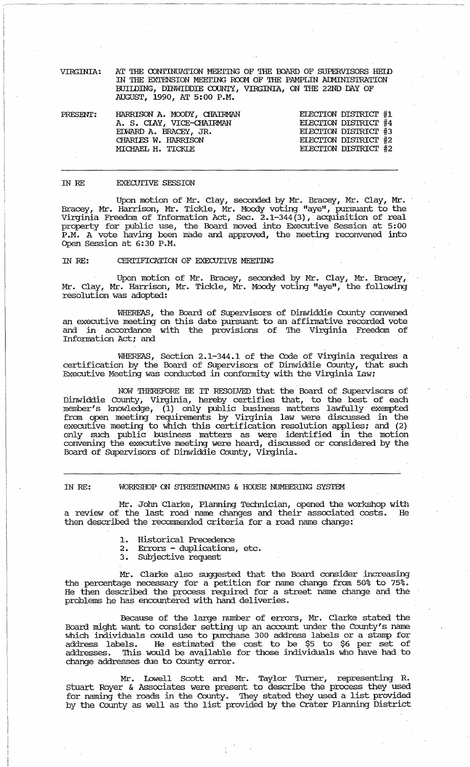VIRGINIA: AT THE CONTINUATION MEETING OF THE BOARD OF SUPERVISORS HELD IN THE EXTENSION MEETING ROOM OF THE PAMPLIN ADMINISTRATION BUILDING, DINWIDDIE COUNTY, VIRGINIA, ON THE 22ND DAY OF AUGUST, 1990, AT 5:00 P.M.

| PRESENT: | | |
|---|---|---|
| | HARRISON A. MOODY, CHAIRMAN | ELECTION DISTRICT #1 |
| | A. S. CLAY, VICE-CHAIRMAN | ELECTION DISTRICT #4 |
| | EDWARD A. BRACEY, JR. | ELECTION DISTRICT #3 |
| | CHARLES W. HARRISON | ELECTION DISTRICT #2 |
| | MICHAEL H. TICKLE | ELECTION DISTRICT #2 |

---

IN RE EXECUTIVE SESSION

Upon motion of Mr. Clay, seconded by Mr. Bracey, Mr. Clay, Mr. Bracey, Mr. Harrison, Mr. Tickle, Mr. Moody voting "aye", pursuant to the Virginia Freedom of Information Act, Sec. 2.1-344(3), acquisition of real property for public use, the Board moved into Executive Session at 5:00 P.M. A vote having been made and approved, the meeting reconvened into Open Session at 6:30 P.M.

IN RE: CERTIFICATION OF EXECUTIVE MEETING

Upon motion of Mr. Bracey, seconded by Mr. Clay, Mr. Bracey, Mr. Clay, Mr. Harrison, Mr. Tickle, Mr. Moody voting "aye", the following resolution was adopted:

WHEREAS, the Board of Supervisors of Dinwiddie County convened an executive meeting on this date pursuant to an affirmative recorded vote and in accordance with the provisions of The Virginia Freedom of Information Act; and

WHEREAS, Section 2.1-344.1 of the Code of Virginia requires a certification by the Board of Supervisors of Dinwiddie County, that such Executive Meeting was conducted in conformity with the Virginia Law;

NOW THEREFORE BE IT RESOLVED that the Board of Supervisors of Dinwiddie County, Virginia, hereby certifies that, to the best of each member's knowledge, (1) only public business matters lawfully exempted from open meeting requirements by Virginia law were discussed in the executive meeting to which this certification resolution applies; and (2) only such public business matters as were identified in the motion convening the executive meeting were heard, discussed or considered by the Board of Supervisors of Dinwiddie County, Virginia.

---

IN RE: WORKSHOP ON STREETNAMING & HOUSE NUMBERING SYSTEM

Mr. John Clarke, Planning Technician, opened the workshop with a review of the last road name changes and their associated costs. He then described the recommended criteria for a road name change:

1. Historical Precedence
2. Errors - duplications, etc.
3. Subjective request

Mr. Clarke also suggested that the Board consider increasing the percentage necessary for a petition for name change from 50% to 75%. He then described the process required for a street name change and the problems he has encountered with hand deliveries.

Because of the large number of errors, Mr. Clarke stated the Board might want to consider setting up an account under the County's name which individuals could use to purchase 300 address labels or a stamp for address labels. He estimated the cost to be $5 to $6 per set of addresses. This would be available for those individuals who have had to change addresses due to County error.

Mr. Lowell Scott and Mr. Taylor Turner, representing R. Stuart Royer & Associates were present to describe the process they used for naming the roads in the County. They stated they used a list provided by the County as well as the list provided by the Crater Planning District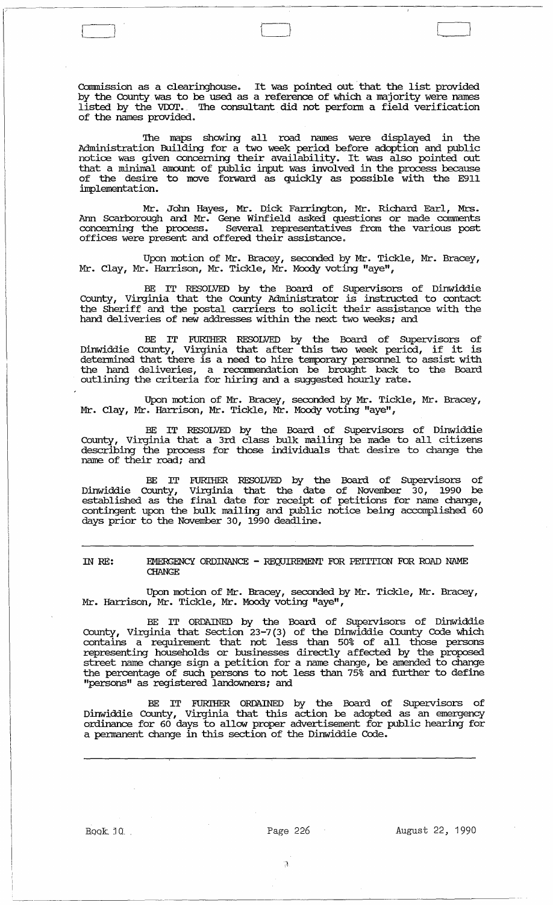Commission as a clearinghouse. It was pointed out that the list provided by the County was to be used as a reference of which a majority were names listed by the VDOT. The consultant did not perform a field verification of the names provided.

The maps showing all road names were displayed in the Administration Building for a two week period before adoption and public notice was given concerning their availability. It was also pointed out that a minimal amount of public input was involved in the process because of the desire to move forward as quickly as possible with the E911 implementation.

Mr. John Hayes, Mr. Dick Farrington, Mr. Richard Earl, Mrs. Ann Scarborough and Mr. Gene Winfield asked questions or made comments concerning the process. Several representatives from the various post offices were present and offered their assistance.

Upon motion of Mr. Bracey, seconded by Mr. Tickle, Mr. Bracey, Mr. Clay, Mr. Harrison, Mr. Tickle, Mr. Moody voting "aye",

BE IT RESOLVED by the Board of Supervisors of Dinwiddie County, Virginia that the County Administrator is instructed to contact the Sheriff and the postal carriers to solicit their assistance with the hand deliveries of new addresses within the next two weeks; and

BE IT FURTHER RESOLVED by the Board of Supervisors of Dinwiddie County, Virginia that after this two week period, if it is determined that there is a need to hire temporary personnel to assist with the hand deliveries, a recommendation be brought back to the Board outlining the criteria for hiring and a suggested hourly rate.

Upon motion of Mr. Bracey, seconded by Mr. Tickle, Mr. Bracey, Mr. Clay, Mr. Harrison, Mr. Tickle, Mr. Moody voting "aye",

BE IT RESOLVED by the Board of Supervisors of Dinwiddie County, Virginia that a 3rd class bulk mailing be made to all citizens describing the process for those individuals that desire to change the name of their road; and

BE IT FURTHER RESOLVED by the Board of Supervisors of Dinwiddie County, Virginia that the date of November 30, 1990 be established as the final date for receipt of petitions for name change, contingent upon the bulk mailing and public notice being accomplished 60 days prior to the November 30, 1990 deadline.

---

IN RE: EMERGENCY ORDINANCE - REQUIREMENT FOR PETITION FOR ROAD NAME CHANGE

Upon motion of Mr. Bracey, seconded by Mr. Tickle, Mr. Bracey, Mr. Harrison, Mr. Tickle, Mr. Moody voting "aye",

BE IT ORDAINED by the Board of Supervisors of Dinwiddie County, Virginia that Section 23-7(3) of the Dinwiddie County Code which contains a requirement that not less than 50% of all those persons representing households or businesses directly affected by the proposed street name change sign a petition for a name change, be amended to change the percentage of such persons to not less than 75% and further to define "persons" as registered landowners; and

BE IT FURTHER ORDAINED by the Board of Supervisors of Dinwiddie County, Virginia that this action be adopted as an emergency ordinance for 60 days to allow proper advertisement for public hearing for a permanent change in this section of the Dinwiddie Code.

---

Book 10 Page 226 August 22, 1990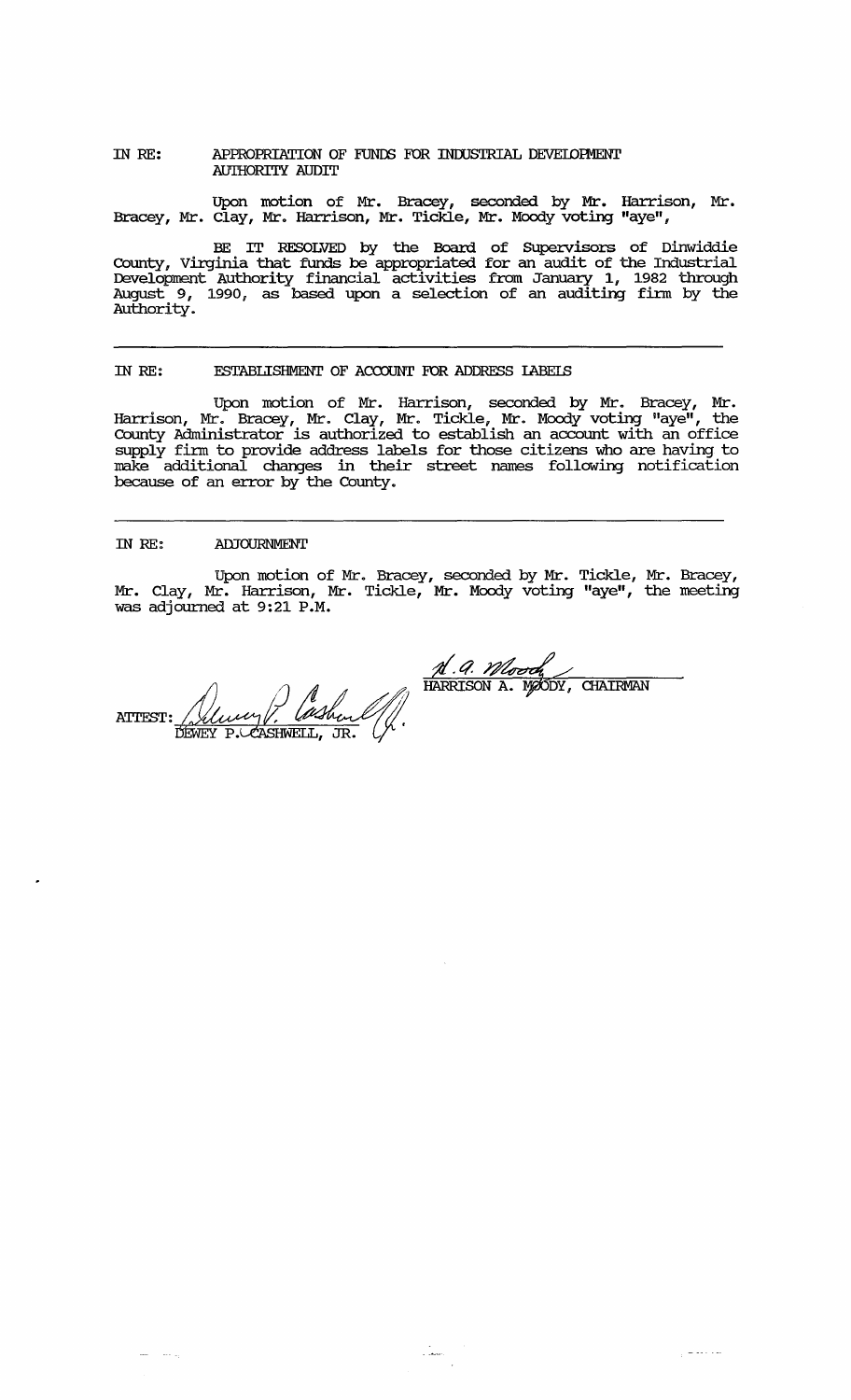IN RE: APPROPRIATION OF FUNDS FOR INDUSTRIAL DEVELOPMENT AUTHORITY AUDIT

Upon motion of Mr. Bracey, seconded by Mr. Harrison, Mr. Bracey, Mr. Clay, Mr. Harrison, Mr. Tickle, Mr. Moody voting "aye",

BE IT RESOLVED by the Board of Supervisors of Dinwiddie County, Virginia that funds be appropriated for an audit of the Industrial Development Authority financial activities from January 1, 1982 through August 9, 1990, as based upon a selection of an auditing firm by the Authority.

---

IN RE: ESTABLISHMENT OF ACCOUNT FOR ADDRESS LABELS

Upon motion of Mr. Harrison, seconded by Mr. Bracey, Mr. Harrison, Mr. Bracey, Mr. Clay, Mr. Tickle, Mr. Moody voting "aye", the County Administrator is authorized to establish an account with an office supply firm to provide address labels for those citizens who are having to make additional changes in their street names following notification because of an error by the County.

---

IN RE: ADJOURNMENT

Upon motion of Mr. Bracey, seconded by Mr. Tickle, Mr. Bracey, Mr. Clay, Mr. Harrison, Mr. Tickle, Mr. Moody voting "aye", the meeting was adjourned at 9:21 P.M.

H. A. Moody
HARRISON A. MOODY, CHAIRMAN

ATTEST: Dewey P. Cashwell, Jr.
DEWEY P. CASHWELL, JR.